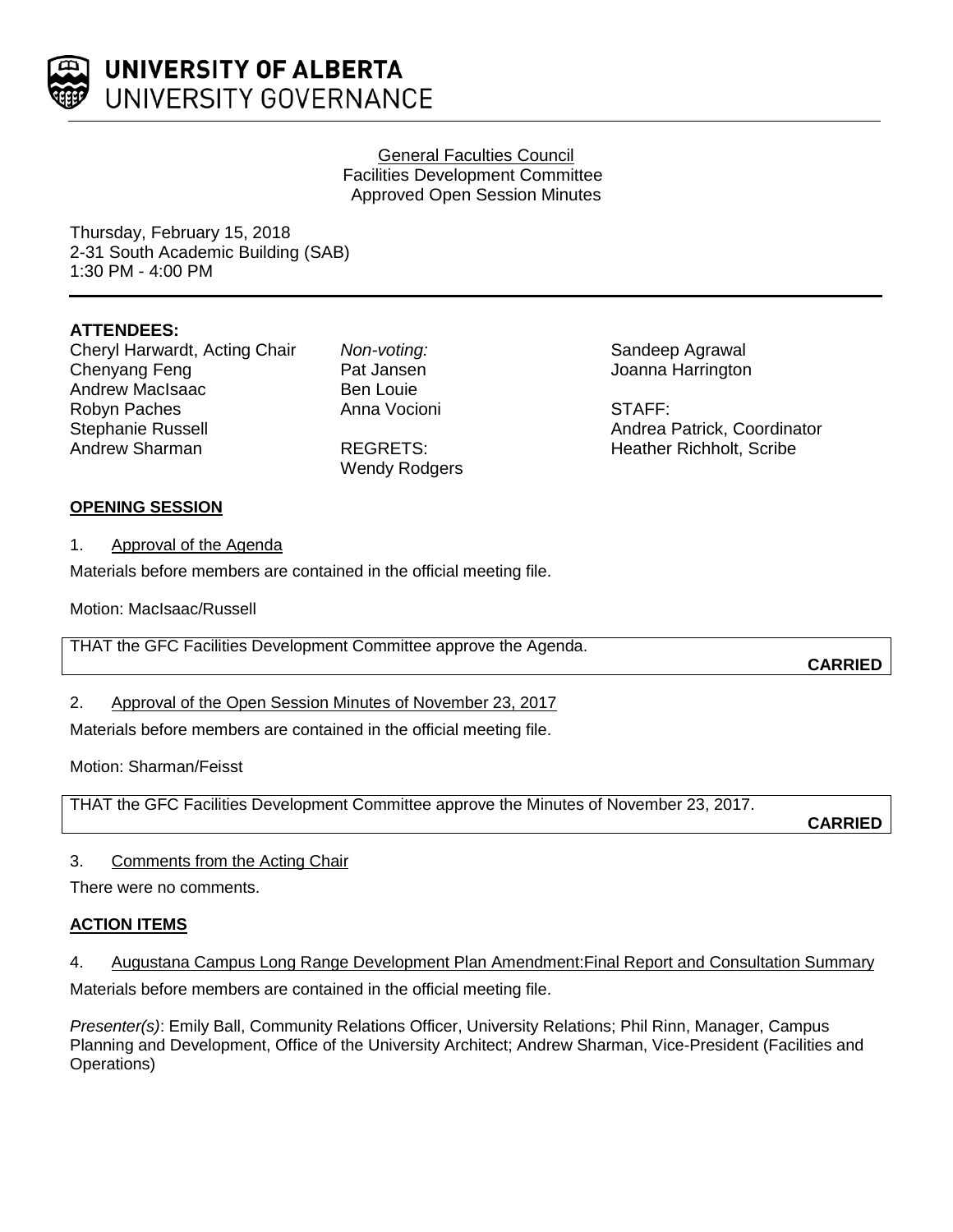UNIVERSITY OF ALBERTA
UNIVERSITY GOVERNANCE

General Faculties Council
Facilities Development Committee
Approved Open Session Minutes

Thursday, February 15, 2018
2-31 South Academic Building (SAB)
1:30 PM - 4:00 PM

**ATTENDEES:**

Cheryl Harwardt, Acting Chair
Chenyang Feng
Andrew MacIsaac
Robyn Paches
Stephanie Russell
Andrew Sharman

*Non-voting:*
Pat Jansen
Ben Louie
Anna Vocioni

REGRETS:
Wendy Rodgers

Sandeep Agrawal
Joanna Harrington

STAFF:
Andrea Patrick, Coordinator
Heather Richholt, Scribe

**OPENING SESSION**

1. Approval of the Agenda

Materials before members are contained in the official meeting file.

Motion: MacIsaac/Russell

THAT the GFC Facilities Development Committee approve the Agenda.

**CARRIED**

2. Approval of the Open Session Minutes of November 23, 2017

Materials before members are contained in the official meeting file.

Motion: Sharman/Feisst

THAT the GFC Facilities Development Committee approve the Minutes of November 23, 2017.

**CARRIED**

3. Comments from the Acting Chair

There were no comments.

**ACTION ITEMS**

4. Augustana Campus Long Range Development Plan Amendment:Final Report and Consultation Summary

Materials before members are contained in the official meeting file.

*Presenter(s)*: Emily Ball, Community Relations Officer, University Relations; Phil Rinn, Manager, Campus Planning and Development, Office of the University Architect; Andrew Sharman, Vice-President (Facilities and Operations)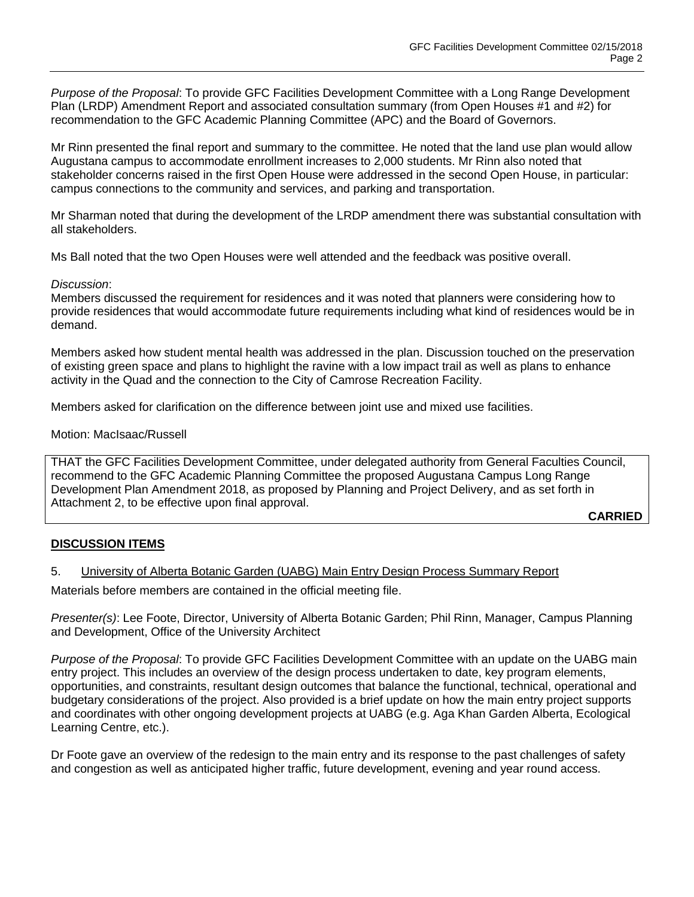*Purpose of the Proposal*: To provide GFC Facilities Development Committee with a Long Range Development Plan (LRDP) Amendment Report and associated consultation summary (from Open Houses #1 and #2) for recommendation to the GFC Academic Planning Committee (APC) and the Board of Governors.

Mr Rinn presented the final report and summary to the committee. He noted that the land use plan would allow Augustana campus to accommodate enrollment increases to 2,000 students. Mr Rinn also noted that stakeholder concerns raised in the first Open House were addressed in the second Open House, in particular: campus connections to the community and services, and parking and transportation.

Mr Sharman noted that during the development of the LRDP amendment there was substantial consultation with all stakeholders.

Ms Ball noted that the two Open Houses were well attended and the feedback was positive overall.

*Discussion*:
Members discussed the requirement for residences and it was noted that planners were considering how to provide residences that would accommodate future requirements including what kind of residences would be in demand.

Members asked how student mental health was addressed in the plan. Discussion touched on the preservation of existing green space and plans to highlight the ravine with a low impact trail as well as plans to enhance activity in the Quad and the connection to the City of Camrose Recreation Facility.

Members asked for clarification on the difference between joint use and mixed use facilities.

Motion: MacIsaac/Russell

THAT the GFC Facilities Development Committee, under delegated authority from General Faculties Council, recommend to the GFC Academic Planning Committee the proposed Augustana Campus Long Range Development Plan Amendment 2018, as proposed by Planning and Project Delivery, and as set forth in Attachment 2, to be effective upon final approval.

**CARRIED**

## DISCUSSION ITEMS

5. University of Alberta Botanic Garden (UABG) Main Entry Design Process Summary Report

Materials before members are contained in the official meeting file.

*Presenter(s)*: Lee Foote, Director, University of Alberta Botanic Garden; Phil Rinn, Manager, Campus Planning and Development, Office of the University Architect

*Purpose of the Proposal*: To provide GFC Facilities Development Committee with an update on the UABG main entry project. This includes an overview of the design process undertaken to date, key program elements, opportunities, and constraints, resultant design outcomes that balance the functional, technical, operational and budgetary considerations of the project. Also provided is a brief update on how the main entry project supports and coordinates with other ongoing development projects at UABG (e.g. Aga Khan Garden Alberta, Ecological Learning Centre, etc.).

Dr Foote gave an overview of the redesign to the main entry and its response to the past challenges of safety and congestion as well as anticipated higher traffic, future development, evening and year round access.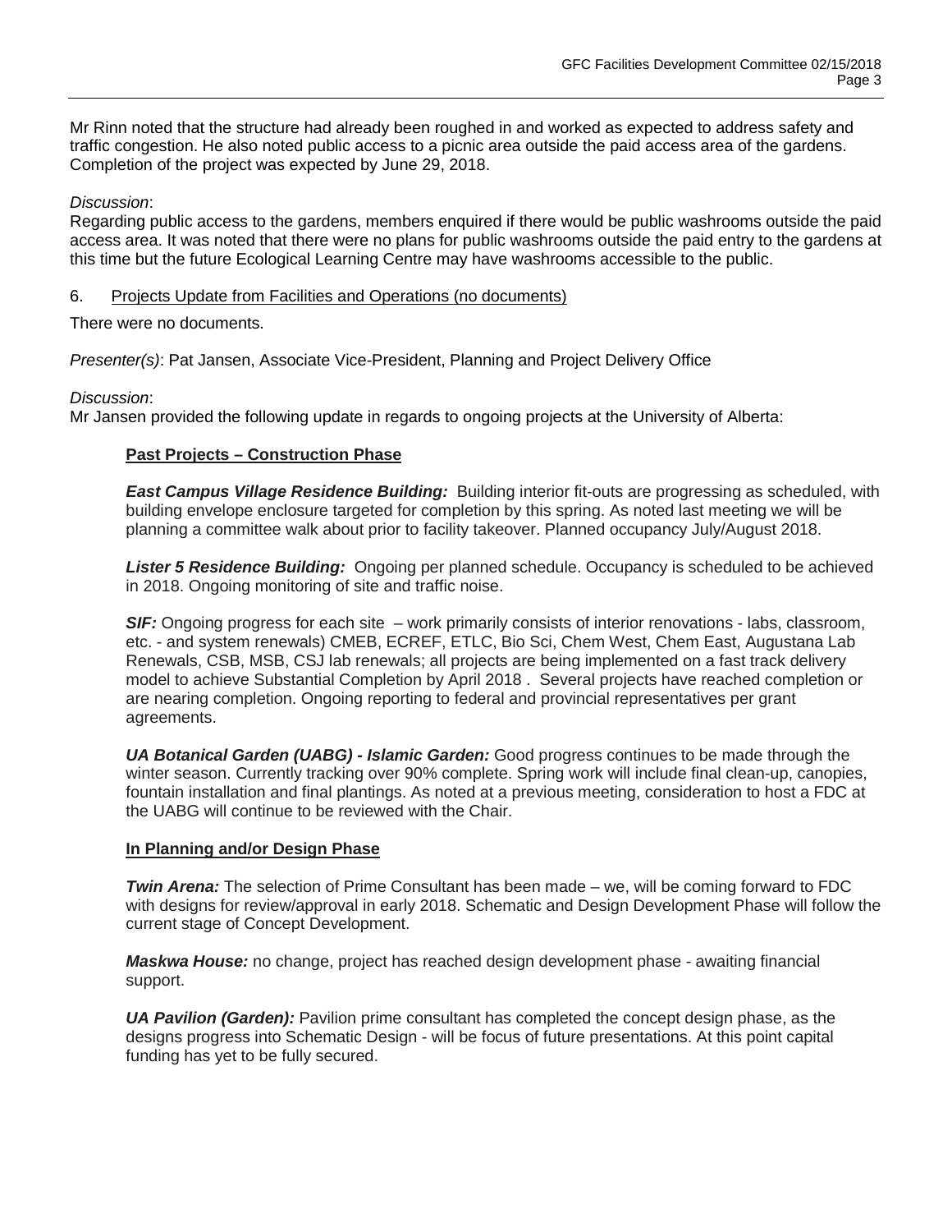Mr Rinn noted that the structure had already been roughed in and worked as expected to address safety and traffic congestion. He also noted public access to a picnic area outside the paid access area of the gardens. Completion of the project was expected by June 29, 2018.

*Discussion*:
Regarding public access to the gardens, members enquired if there would be public washrooms outside the paid access area. It was noted that there were no plans for public washrooms outside the paid entry to the gardens at this time but the future Ecological Learning Centre may have washrooms accessible to the public.

6. <u>Projects Update from Facilities and Operations (no documents)</u>

There were no documents.

*Presenter(s)*: Pat Jansen, Associate Vice-President, Planning and Project Delivery Office

*Discussion*:
Mr Jansen provided the following update in regards to ongoing projects at the University of Alberta:

**<u>Past Projects – Construction Phase</u>**

***East Campus Village Residence Building:*** Building interior fit-outs are progressing as scheduled, with building envelope enclosure targeted for completion by this spring. As noted last meeting we will be planning a committee walk about prior to facility takeover. Planned occupancy July/August 2018.

***Lister 5 Residence Building:*** Ongoing per planned schedule. Occupancy is scheduled to be achieved in 2018. Ongoing monitoring of site and traffic noise.

***SIF:*** Ongoing progress for each site – work primarily consists of interior renovations - labs, classroom, etc. - and system renewals) CMEB, ECREF, ETLC, Bio Sci, Chem West, Chem East, Augustana Lab Renewals, CSB, MSB, CSJ lab renewals; all projects are being implemented on a fast track delivery model to achieve Substantial Completion by April 2018 . Several projects have reached completion or are nearing completion. Ongoing reporting to federal and provincial representatives per grant agreements.

***UA Botanical Garden (UABG) - Islamic Garden:*** Good progress continues to be made through the winter season. Currently tracking over 90% complete. Spring work will include final clean-up, canopies, fountain installation and final plantings. As noted at a previous meeting, consideration to host a FDC at the UABG will continue to be reviewed with the Chair.

**<u>In Planning and/or Design Phase</u>**

***Twin Arena:*** The selection of Prime Consultant has been made – we, will be coming forward to FDC with designs for review/approval in early 2018. Schematic and Design Development Phase will follow the current stage of Concept Development.

***Maskwa House:*** no change, project has reached design development phase - awaiting financial support.

***UA Pavilion (Garden):*** Pavilion prime consultant has completed the concept design phase, as the designs progress into Schematic Design - will be focus of future presentations. At this point capital funding has yet to be fully secured.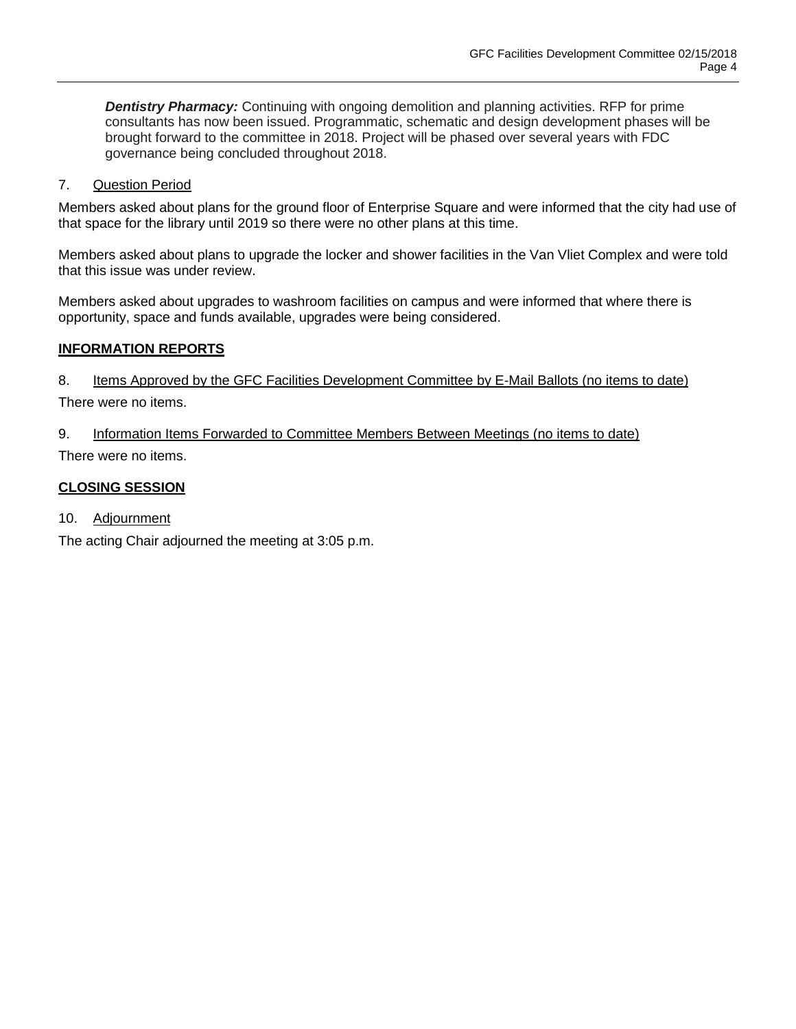***Dentistry Pharmacy:*** Continuing with ongoing demolition and planning activities. RFP for prime consultants has now been issued. Programmatic, schematic and design development phases will be brought forward to the committee in 2018. Project will be phased over several years with FDC governance being concluded throughout 2018.

7. Question Period

Members asked about plans for the ground floor of Enterprise Square and were informed that the city had use of that space for the library until 2019 so there were no other plans at this time.

Members asked about plans to upgrade the locker and shower facilities in the Van Vliet Complex and were told that this issue was under review.

Members asked about upgrades to washroom facilities on campus and were informed that where there is opportunity, space and funds available, upgrades were being considered.

## INFORMATION REPORTS

8. Items Approved by the GFC Facilities Development Committee by E-Mail Ballots (no items to date)

There were no items.

9. Information Items Forwarded to Committee Members Between Meetings (no items to date)

There were no items.

## CLOSING SESSION

10. Adjournment

The acting Chair adjourned the meeting at 3:05 p.m.